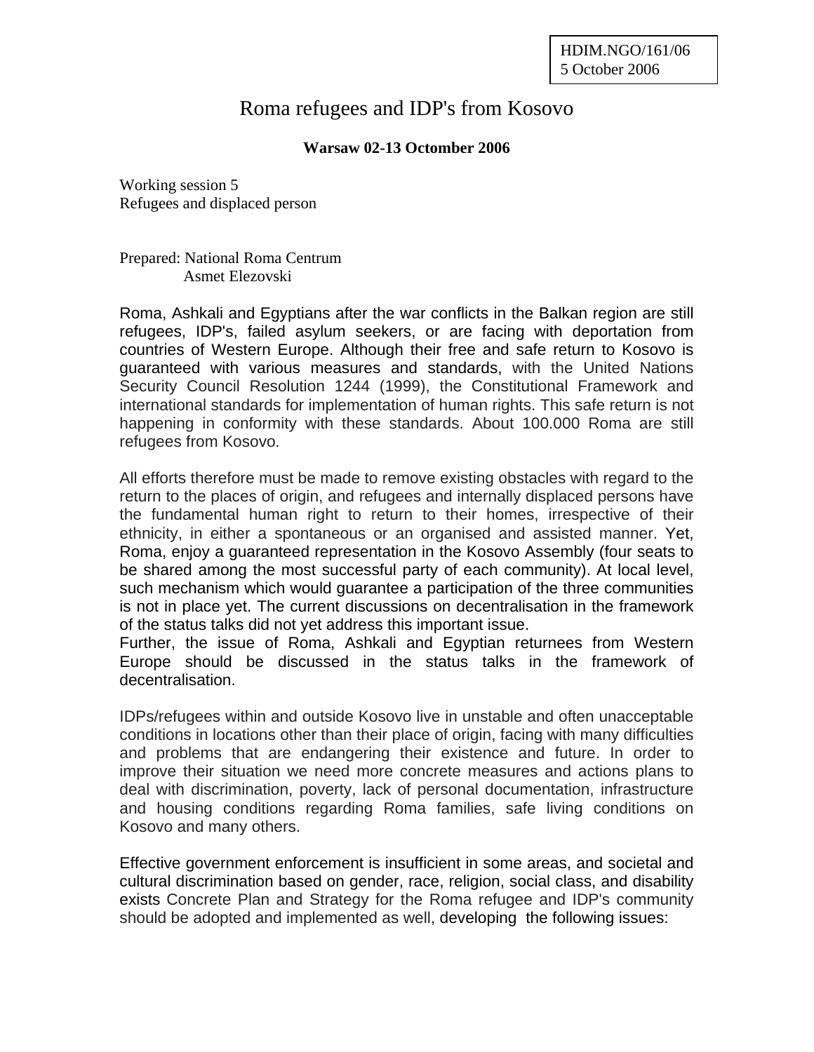HDIM.NGO/161/06
5 October 2006

# Roma refugees and IDP's from Kosovo

**Warsaw 02-13 Octomber 2006**

Working session 5
Refugees and displaced person

Prepared: National Roma Centrum
Asmet Elezovski

Roma, Ashkali and Egyptians after the war conflicts in the Balkan region are still refugees, IDP's, failed asylum seekers, or are facing with deportation from countries of Western Europe. Although their free and safe return to Kosovo is guaranteed with various measures and standards, with the United Nations Security Council Resolution 1244 (1999), the Constitutional Framework and international standards for implementation of human rights. This safe return is not happening in conformity with these standards. About 100.000 Roma are still refugees from Kosovo.

All efforts therefore must be made to remove existing obstacles with regard to the return to the places of origin, and refugees and internally displaced persons have the fundamental human right to return to their homes, irrespective of their ethnicity, in either a spontaneous or an organised and assisted manner. Yet, Roma, enjoy a guaranteed representation in the Kosovo Assembly (four seats to be shared among the most successful party of each community). At local level, such mechanism which would guarantee a participation of the three communities is not in place yet. The current discussions on decentralisation in the framework of the status talks did not yet address this important issue.
Further, the issue of Roma, Ashkali and Egyptian returnees from Western Europe should be discussed in the status talks in the framework of decentralisation.

IDPs/refugees within and outside Kosovo live in unstable and often unacceptable conditions in locations other than their place of origin, facing with many difficulties and problems that are endangering their existence and future. In order to improve their situation we need more concrete measures and actions plans to deal with discrimination, poverty, lack of personal documentation, infrastructure and housing conditions regarding Roma families, safe living conditions on Kosovo and many others.

Effective government enforcement is insufficient in some areas, and societal and cultural discrimination based on gender, race, religion, social class, and disability exists Concrete Plan and Strategy for the Roma refugee and IDP's community should be adopted and implemented as well, developing the following issues: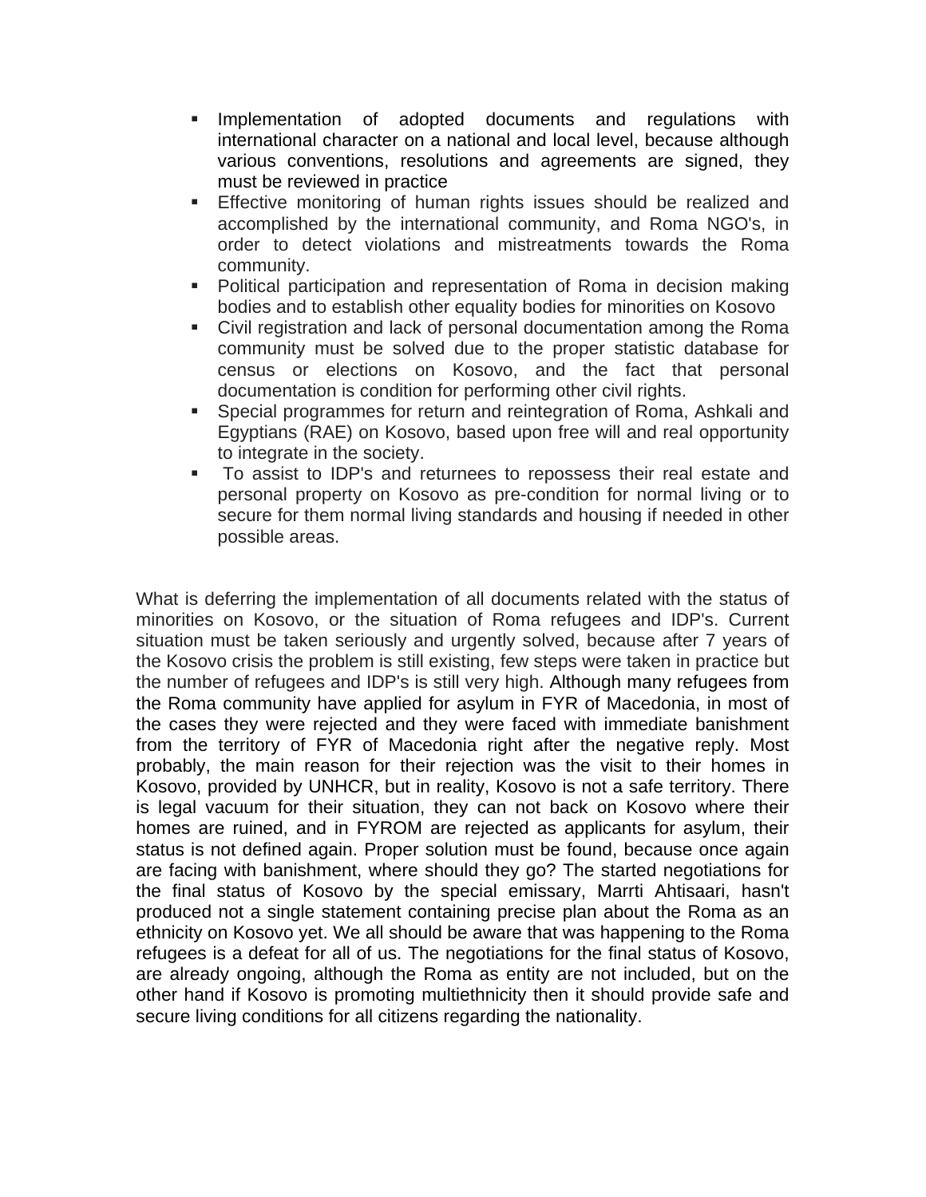- Implementation of adopted documents and regulations with international character on a national and local level, because although various conventions, resolutions and agreements are signed, they must be reviewed in practice
- Effective monitoring of human rights issues should be realized and accomplished by the international community, and Roma NGO's, in order to detect violations and mistreatments towards the Roma community.
- Political participation and representation of Roma in decision making bodies and to establish other equality bodies for minorities on Kosovo
- Civil registration and lack of personal documentation among the Roma community must be solved due to the proper statistic database for census or elections on Kosovo, and the fact that personal documentation is condition for performing other civil rights.
- Special programmes for return and reintegration of Roma, Ashkali and Egyptians (RAE) on Kosovo, based upon free will and real opportunity to integrate in the society.
- To assist to IDP's and returnees to repossess their real estate and personal property on Kosovo as pre-condition for normal living or to secure for them normal living standards and housing if needed in other possible areas.

What is deferring the implementation of all documents related with the status of minorities on Kosovo, or the situation of Roma refugees and IDP's. Current situation must be taken seriously and urgently solved, because after 7 years of the Kosovo crisis the problem is still existing, few steps were taken in practice but the number of refugees and IDP's is still very high. Although many refugees from the Roma community have applied for asylum in FYR of Macedonia, in most of the cases they were rejected and they were faced with immediate banishment from the territory of FYR of Macedonia right after the negative reply. Most probably, the main reason for their rejection was the visit to their homes in Kosovo, provided by UNHCR, but in reality, Kosovo is not a safe territory. There is legal vacuum for their situation, they can not back on Kosovo where their homes are ruined, and in FYROM are rejected as applicants for asylum, their status is not defined again. Proper solution must be found, because once again are facing with banishment, where should they go? The started negotiations for the final status of Kosovo by the special emissary, Marrti Ahtisaari, hasn't produced not a single statement containing precise plan about the Roma as an ethnicity on Kosovo yet. We all should be aware that was happening to the Roma refugees is a defeat for all of us. The negotiations for the final status of Kosovo, are already ongoing, although the Roma as entity are not included, but on the other hand if Kosovo is promoting multiethnicity then it should provide safe and secure living conditions for all citizens regarding the nationality.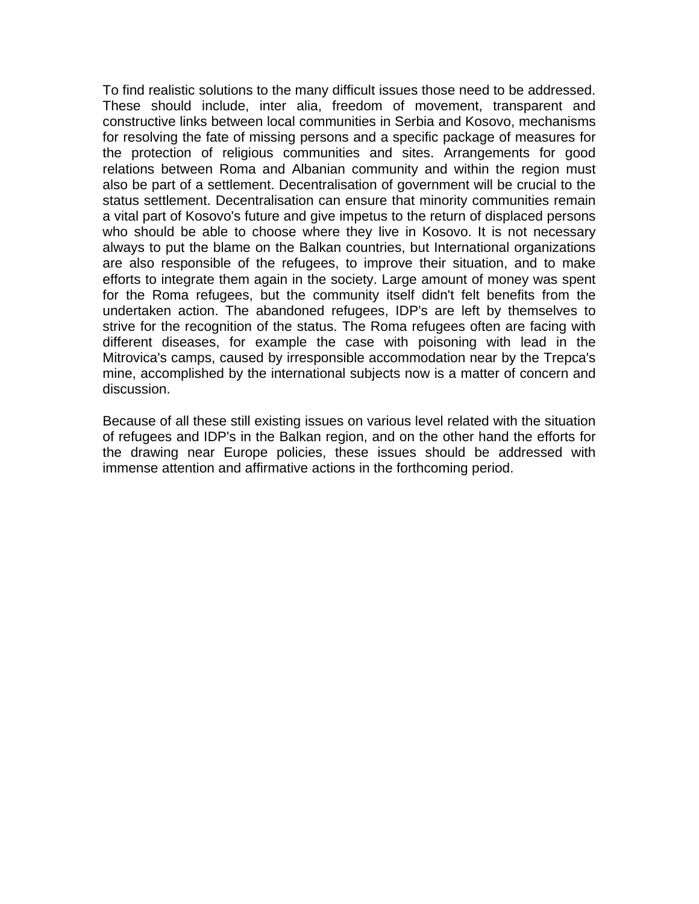To find realistic solutions to the many difficult issues those need to be addressed. These should include, inter alia, freedom of movement, transparent and constructive links between local communities in Serbia and Kosovo, mechanisms for resolving the fate of missing persons and a specific package of measures for the protection of religious communities and sites. Arrangements for good relations between Roma and Albanian community and within the region must also be part of a settlement. Decentralisation of government will be crucial to the status settlement. Decentralisation can ensure that minority communities remain a vital part of Kosovo's future and give impetus to the return of displaced persons who should be able to choose where they live in Kosovo. It is not necessary always to put the blame on the Balkan countries, but International organizations are also responsible of the refugees, to improve their situation, and to make efforts to integrate them again in the society. Large amount of money was spent for the Roma refugees, but the community itself didn't felt benefits from the undertaken action. The abandoned refugees, IDP's are left by themselves to strive for the recognition of the status. The Roma refugees often are facing with different diseases, for example the case with poisoning with lead in the Mitrovica's camps, caused by irresponsible accommodation near by the Trepca's mine, accomplished by the international subjects now is a matter of concern and discussion.

Because of all these still existing issues on various level related with the situation of refugees and IDP's in the Balkan region, and on the other hand the efforts for the drawing near Europe policies, these issues should be addressed with immense attention and affirmative actions in the forthcoming period.